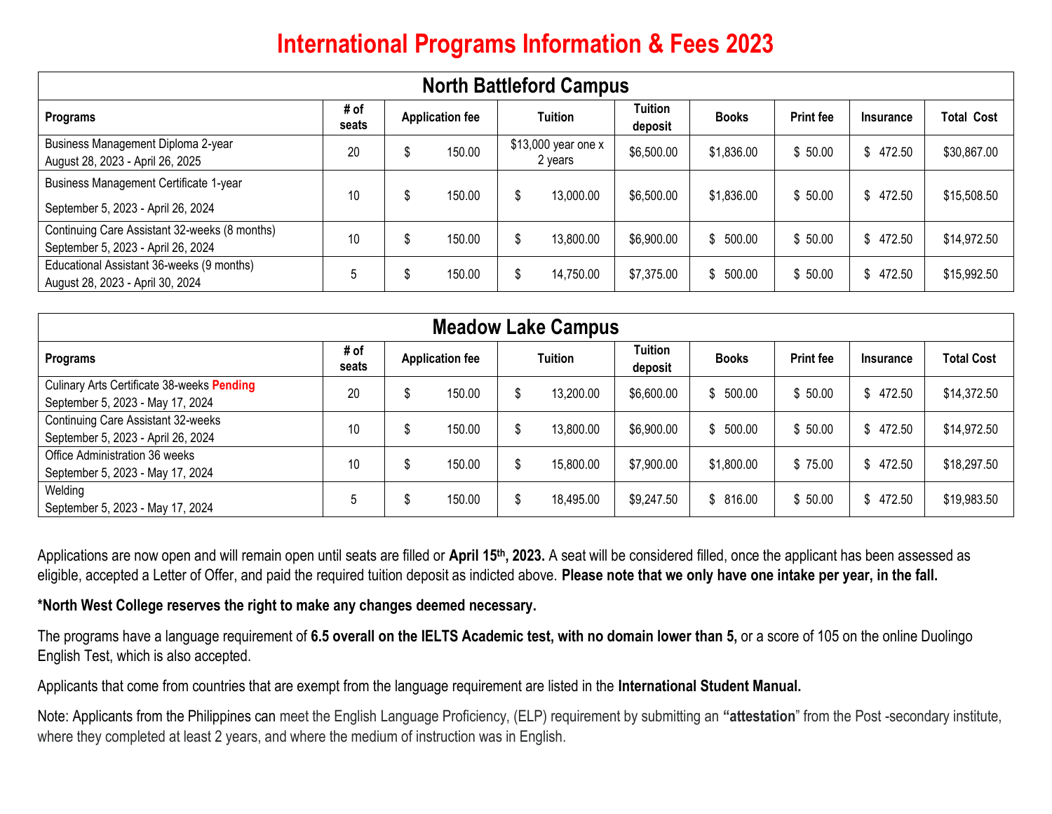# International Programs Information & Fees 2023

## North Battleford Campus

| Programs | # of seats | Application fee | Tuition | Tuition deposit | Books | Print fee | Insurance | Total Cost |
|---|---|---|---|---|---|---|---|---|
| Business Management Diploma 2-year<br>August 28, 2023 - April 26, 2025 | 20 | $ 150.00 | $13,000 year one x 2 years | $6,500.00 | $1,836.00 | $ 50.00 | $ 472.50 | $30,867.00 |
| Business Management Certificate 1-year<br>September 5, 2023 - April 26, 2024 | 10 | $ 150.00 | $ 13,000.00 | $6,500.00 | $1,836.00 | $ 50.00 | $ 472.50 | $15,508.50 |
| Continuing Care Assistant 32-weeks (8 months)<br>September 5, 2023 - April 26, 2024 | 10 | $ 150.00 | $ 13,800.00 | $6,900.00 | $ 500.00 | $ 50.00 | $ 472.50 | $14,972.50 |
| Educational Assistant 36-weeks (9 months)<br>August 28, 2023 - April 30, 2024 | 5 | $ 150.00 | $ 14,750.00 | $7,375.00 | $ 500.00 | $ 50.00 | $ 472.50 | $15,992.50 |

## Meadow Lake Campus

| Programs | # of seats | Application fee | Tuition | Tuition deposit | Books | Print fee | Insurance | Total Cost |
|---|---|---|---|---|---|---|---|---|
| Culinary Arts Certificate 38-weeks **Pending**<br>September 5, 2023 - May 17, 2024 | 20 | $ 150.00 | $ 13,200.00 | $6,600.00 | $ 500.00 | $ 50.00 | $ 472.50 | $14,372.50 |
| Continuing Care Assistant 32-weeks<br>September 5, 2023 - April 26, 2024 | 10 | $ 150.00 | $ 13,800.00 | $6,900.00 | $ 500.00 | $ 50.00 | $ 472.50 | $14,972.50 |
| Office Administration 36 weeks<br>September 5, 2023 - May 17, 2024 | 10 | $ 150.00 | $ 15,800.00 | $7,900.00 | $1,800.00 | $ 75.00 | $ 472.50 | $18,297.50 |
| Welding<br>September 5, 2023 - May 17, 2024 | 5 | $ 150.00 | $ 18,495.00 | $9,247.50 | $ 816.00 | $ 50.00 | $ 472.50 | $19,983.50 |

Applications are now open and will remain open until seats are filled or **April 15th, 2023.** A seat will be considered filled, once the applicant has been assessed as eligible, accepted a Letter of Offer, and paid the required tuition deposit as indicted above. **Please note that we only have one intake per year, in the fall.**

**\*North West College reserves the right to make any changes deemed necessary.**

The programs have a language requirement of **6.5 overall on the IELTS Academic test, with no domain lower than 5,** or a score of 105 on the online Duolingo English Test, which is also accepted.

Applicants that come from countries that are exempt from the language requirement are listed in the **International Student Manual.**

Note: Applicants from the Philippines can meet the English Language Proficiency, (ELP) requirement by submitting an **"attestation"** from the Post -secondary institute, where they completed at least 2 years, and where the medium of instruction was in English.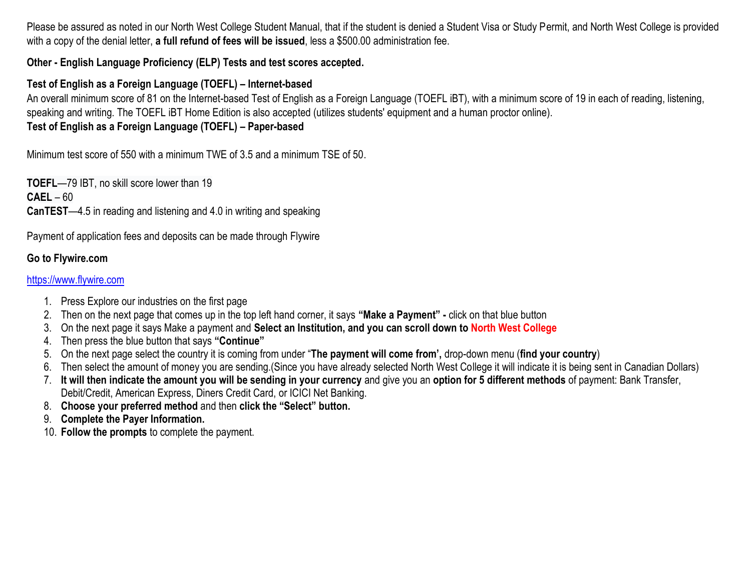Please be assured as noted in our North West College Student Manual, that if the student is denied a Student Visa or Study Permit, and North West College is provided with a copy of the denial letter, **a full refund of fees will be issued**, less a $500.00 administration fee.

**Other - English Language Proficiency (ELP) Tests and test scores accepted.**

**Test of English as a Foreign Language (TOEFL) – Internet-based**

An overall minimum score of 81 on the Internet-based Test of English as a Foreign Language (TOEFL iBT), with a minimum score of 19 in each of reading, listening, speaking and writing. The TOEFL iBT Home Edition is also accepted (utilizes students' equipment and a human proctor online).

**Test of English as a Foreign Language (TOEFL) – Paper-based**

Minimum test score of 550 with a minimum TWE of 3.5 and a minimum TSE of 50.

**TOEFL**—79 IBT, no skill score lower than 19
**CAEL** – 60
**CanTEST**—4.5 in reading and listening and 4.0 in writing and speaking

Payment of application fees and deposits can be made through Flywire

**Go to Flywire.com**

https://www.flywire.com

1. Press Explore our industries on the first page
2. Then on the next page that comes up in the top left hand corner, it says **"Make a Payment" -** click on that blue button
3. On the next page it says Make a payment and **Select an Institution, and you can scroll down to North West College**
4. Then press the blue button that says **"Continue"**
5. On the next page select the country it is coming from under "**The payment will come from',** drop-down menu (**find your country**)
6. Then select the amount of money you are sending.(Since you have already selected North West College it will indicate it is being sent in Canadian Dollars)
7. **It will then indicate the amount you will be sending in your currency** and give you an **option for 5 different methods** of payment: Bank Transfer, Debit/Credit, American Express, Diners Credit Card, or ICICI Net Banking.
8. **Choose your preferred method** and then **click the "Select" button.**
9. **Complete the Payer Information.**
10. **Follow the prompts** to complete the payment.